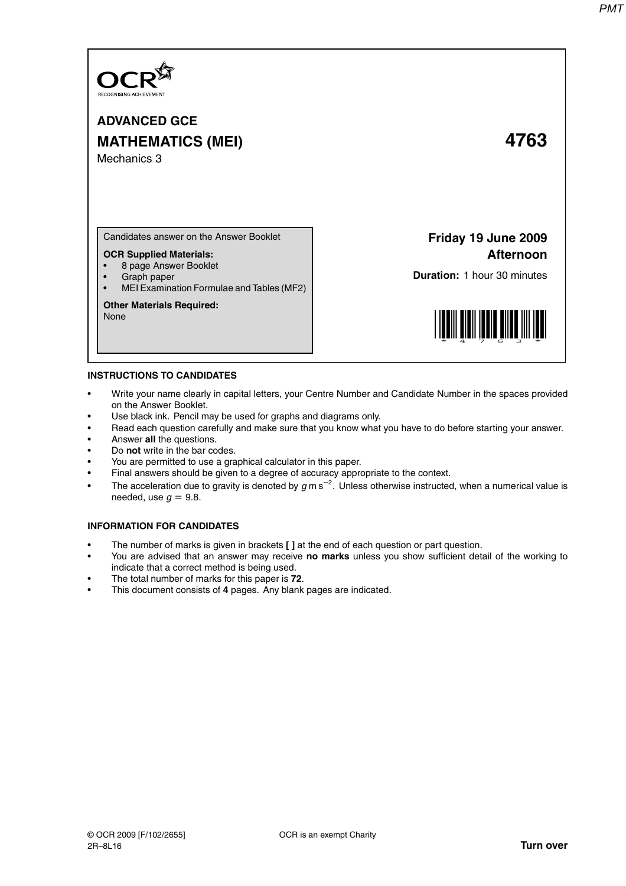OCR
RECOGNISING ACHIEVEMENT

# ADVANCED GCE
## MATHEMATICS (MEI) 4763
Mechanics 3

Candidates answer on the Answer Booklet

**OCR Supplied Materials:**
- 8 page Answer Booklet
- Graph paper
- MEI Examination Formulae and Tables (MF2)

**Other Materials Required:**
None

**Friday 19 June 2009**
**Afternoon**

**Duration:** 1 hour 30 minutes

### INSTRUCTIONS TO CANDIDATES

- Write your name clearly in capital letters, your Centre Number and Candidate Number in the spaces provided on the Answer Booklet.
- Use black ink. Pencil may be used for graphs and diagrams only.
- Read each question carefully and make sure that you know what you have to do before starting your answer.
- Answer **all** the questions.
- Do **not** write in the bar codes.
- You are permitted to use a graphical calculator in this paper.
- Final answers should be given to a degree of accuracy appropriate to the context.
- The acceleration due to gravity is denoted by $g\text{ m s}^{-2}$. Unless otherwise instructed, when a numerical value is needed, use $g = 9.8$.

### INFORMATION FOR CANDIDATES

- The number of marks is given in brackets **[ ]** at the end of each question or part question.
- You are advised that an answer may receive **no marks** unless you show sufficient detail of the working to indicate that a correct method is being used.
- The total number of marks for this paper is **72**.
- This document consists of **4** pages. Any blank pages are indicated.

© OCR 2009 [F/102/2655]
2R–8L16

OCR is an exempt Charity

**Turn over**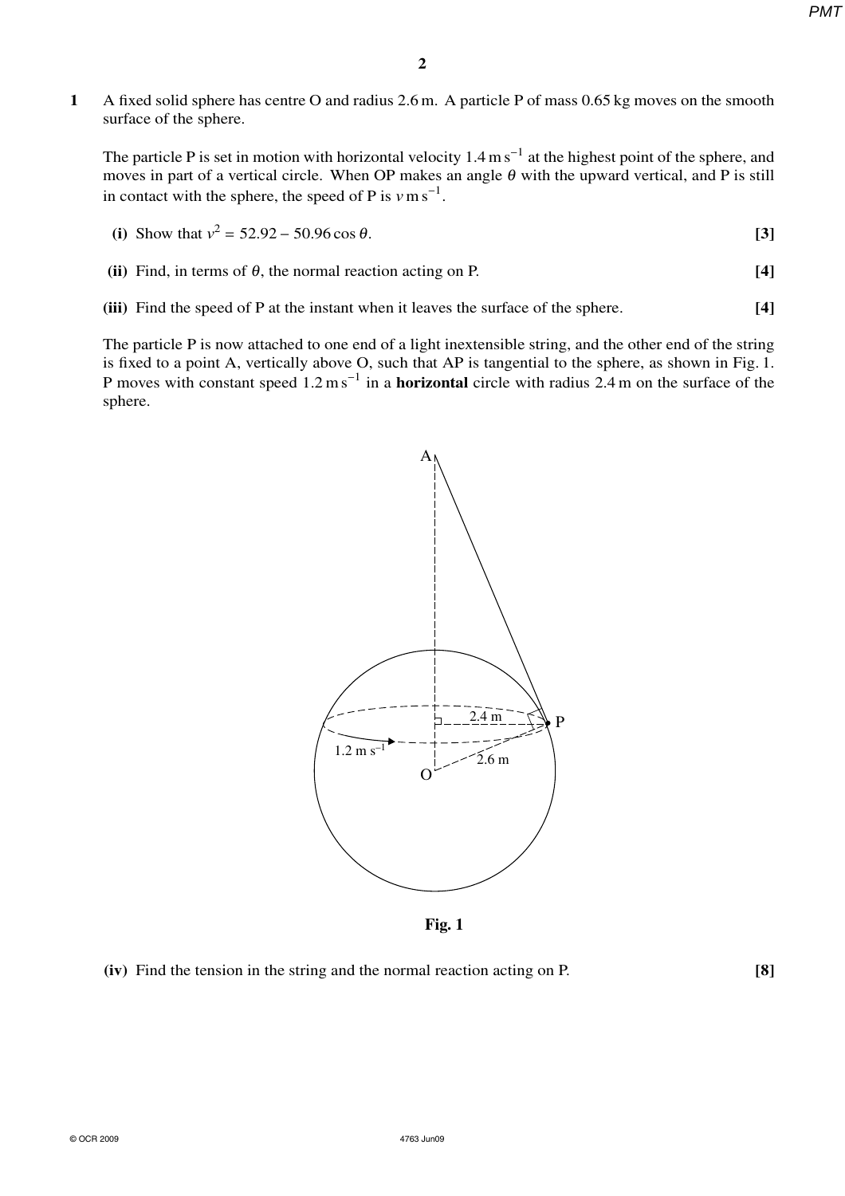**1** A fixed solid sphere has centre O and radius 2.6 m. A particle P of mass 0.65 kg moves on the smooth surface of the sphere.

The particle P is set in motion with horizontal velocity $1.4\,\text{m s}^{-1}$ at the highest point of the sphere, and moves in part of a vertical circle. When OP makes an angle $\theta$ with the upward vertical, and P is still in contact with the sphere, the speed of P is $v\,\text{m s}^{-1}$.

**(i)** Show that $v^2 = 52.92 - 50.96\cos\theta$. **[3]**

**(ii)** Find, in terms of $\theta$, the normal reaction acting on P. **[4]**

**(iii)** Find the speed of P at the instant when it leaves the surface of the sphere. **[4]**

The particle P is now attached to one end of a light inextensible string, and the other end of the string is fixed to a point A, vertically above O, such that AP is tangential to the sphere, as shown in Fig. 1. P moves with constant speed $1.2\,\text{m s}^{-1}$ in a **horizontal** circle with radius 2.4 m on the surface of the sphere.

Fig. 1

**(iv)** Find the tension in the string and the normal reaction acting on P. **[8]**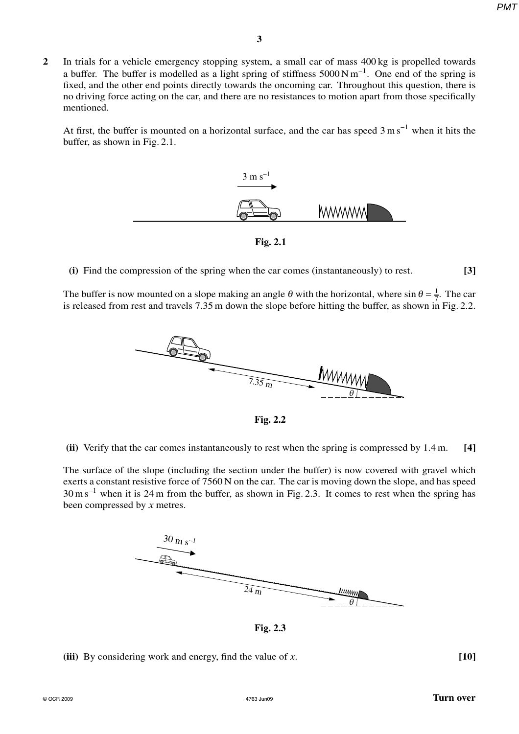**2** In trials for a vehicle emergency stopping system, a small car of mass 400 kg is propelled towards a buffer. The buffer is modelled as a light spring of stiffness $5000 \text{ N m}^{-1}$. One end of the spring is fixed, and the other end points directly towards the oncoming car. Throughout this question, there is no driving force acting on the car, and there are no resistances to motion apart from those specifically mentioned.

At first, the buffer is mounted on a horizontal surface, and the car has speed $3 \text{ m s}^{-1}$ when it hits the buffer, as shown in Fig. 2.1.

**Fig. 2.1**

**(i)** Find the compression of the spring when the car comes (instantaneously) to rest. **[3]**

The buffer is now mounted on a slope making an angle $\theta$ with the horizontal, where $\sin\theta = \frac{1}{7}$. The car is released from rest and travels 7.35 m down the slope before hitting the buffer, as shown in Fig. 2.2.

**Fig. 2.2**

**(ii)** Verify that the car comes instantaneously to rest when the spring is compressed by 1.4 m. **[4]**

The surface of the slope (including the section under the buffer) is now covered with gravel which exerts a constant resistive force of 7560 N on the car. The car is moving down the slope, and has speed $30 \text{ m s}^{-1}$ when it is 24 m from the buffer, as shown in Fig. 2.3. It comes to rest when the spring has been compressed by $x$ metres.

**Fig. 2.3**

**(iii)** By considering work and energy, find the value of $x$. **[10]**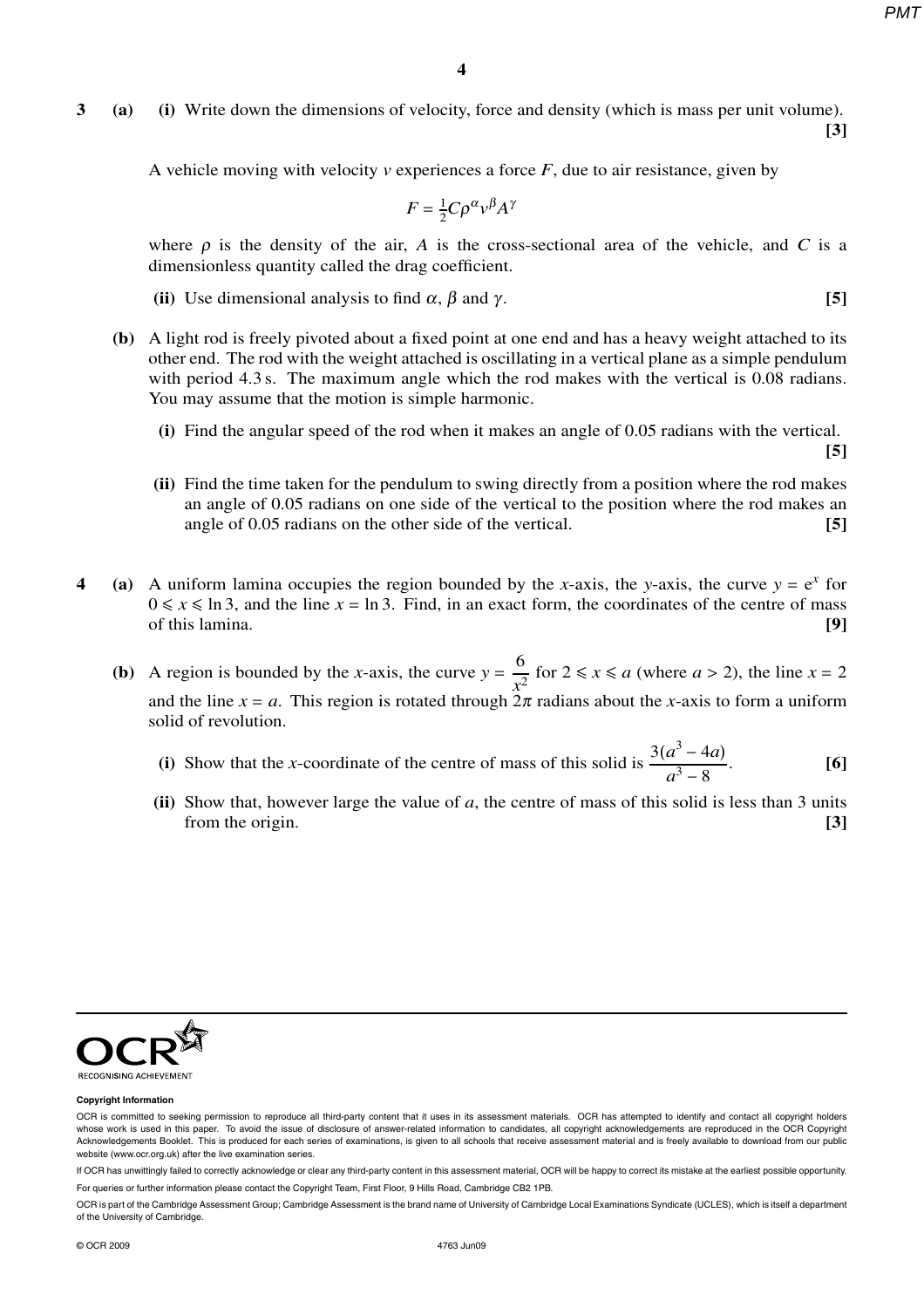**3** **(a)** **(i)** Write down the dimensions of velocity, force and density (which is mass per unit volume). **[3]**

A vehicle moving with velocity $v$ experiences a force $F$, due to air resistance, given by

$$F = \tfrac{1}{2}C\rho^{\alpha}v^{\beta}A^{\gamma}$$

where $\rho$ is the density of the air, $A$ is the cross-sectional area of the vehicle, and $C$ is a dimensionless quantity called the drag coefficient.

**(ii)** Use dimensional analysis to find $\alpha$, $\beta$ and $\gamma$. **[5]**

**(b)** A light rod is freely pivoted about a fixed point at one end and has a heavy weight attached to its other end. The rod with the weight attached is oscillating in a vertical plane as a simple pendulum with period 4.3 s. The maximum angle which the rod makes with the vertical is 0.08 radians. You may assume that the motion is simple harmonic.

**(i)** Find the angular speed of the rod when it makes an angle of 0.05 radians with the vertical. **[5]**

**(ii)** Find the time taken for the pendulum to swing directly from a position where the rod makes an angle of 0.05 radians on one side of the vertical to the position where the rod makes an angle of 0.05 radians on the other side of the vertical. **[5]**

**4** **(a)** A uniform lamina occupies the region bounded by the $x$-axis, the $y$-axis, the curve $y = e^x$ for $0 \leqslant x \leqslant \ln 3$, and the line $x = \ln 3$. Find, in an exact form, the coordinates of the centre of mass of this lamina. **[9]**

**(b)** A region is bounded by the $x$-axis, the curve $y = \dfrac{6}{x^2}$ for $2 \leqslant x \leqslant a$ (where $a > 2$), the line $x = 2$ and the line $x = a$. This region is rotated through $2\pi$ radians about the $x$-axis to form a uniform solid of revolution.

**(i)** Show that the $x$-coordinate of the centre of mass of this solid is $\dfrac{3(a^3 - 4a)}{a^3 - 8}$. **[6]**

**(ii)** Show that, however large the value of $a$, the centre of mass of this solid is less than 3 units from the origin. **[3]**

**Copyright Information**

OCR is committed to seeking permission to reproduce all third-party content that it uses in its assessment materials. OCR has attempted to identify and contact all copyright holders whose work is used in this paper. To avoid the issue of disclosure of answer-related information to candidates, all copyright acknowledgements are reproduced in the OCR Copyright Acknowledgements Booklet. This is produced for each series of examinations, is given to all schools that receive assessment material and is freely available to download from our public website (www.ocr.org.uk) after the live examination series.

If OCR has unwittingly failed to correctly acknowledge or clear any third-party content in this assessment material, OCR will be happy to correct its mistake at the earliest possible opportunity.

For queries or further information please contact the Copyright Team, First Floor, 9 Hills Road, Cambridge CB2 1PB.

OCR is part of the Cambridge Assessment Group; Cambridge Assessment is the brand name of University of Cambridge Local Examinations Syndicate (UCLES), which is itself a department of the University of Cambridge.

© OCR 2009 4763 Jun09